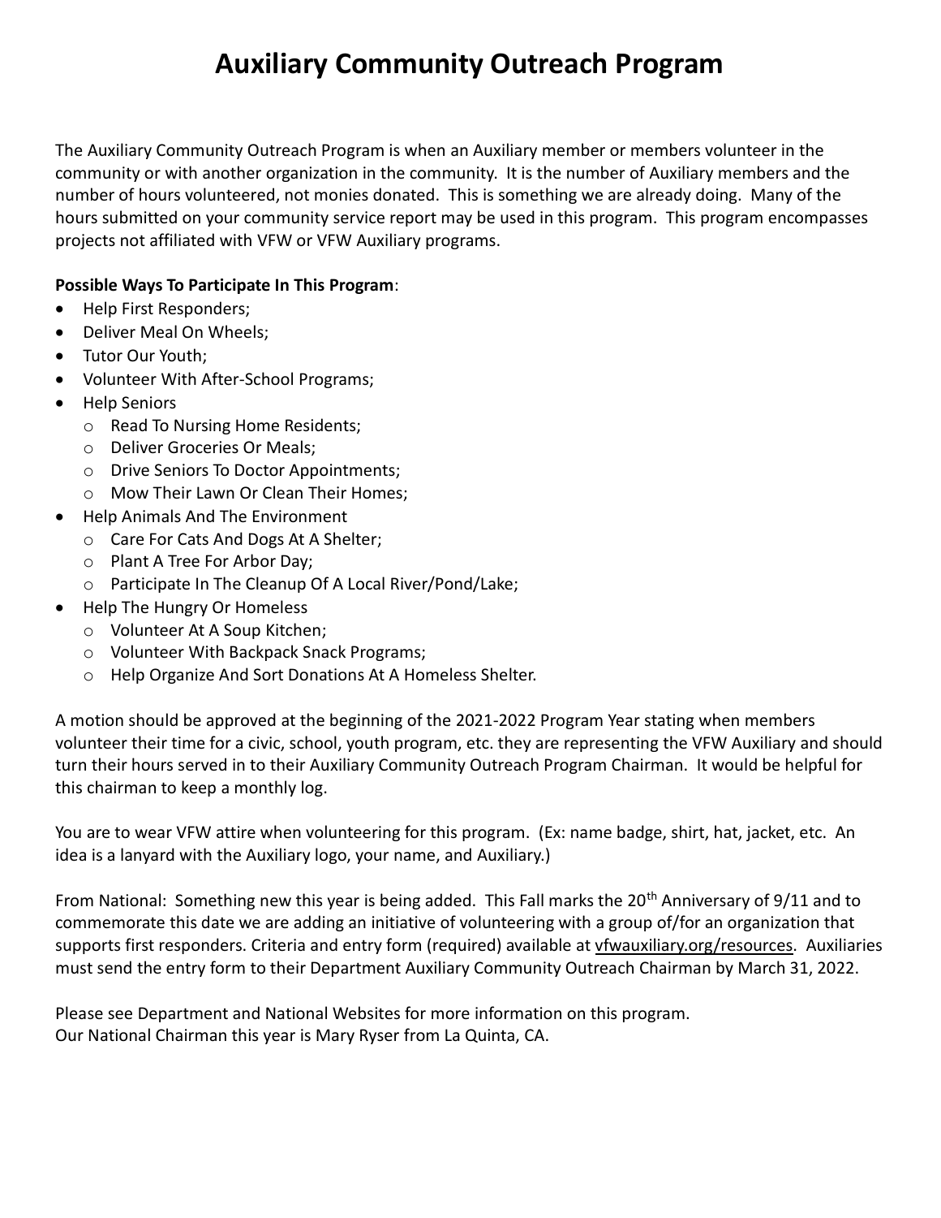# Auxiliary Community Outreach Program

The Auxiliary Community Outreach Program is when an Auxiliary member or members volunteer in the community or with another organization in the community. It is the number of Auxiliary members and the number of hours volunteered, not monies donated. This is something we are already doing. Many of the hours submitted on your community service report may be used in this program. This program encompasses projects not affiliated with VFW or VFW Auxiliary programs.

**Possible Ways To Participate In This Program**:

- Help First Responders;
- Deliver Meal On Wheels;
- Tutor Our Youth;
- Volunteer With After-School Programs;
- Help Seniors
  - Read To Nursing Home Residents;
  - Deliver Groceries Or Meals;
  - Drive Seniors To Doctor Appointments;
  - Mow Their Lawn Or Clean Their Homes;
- Help Animals And The Environment
  - Care For Cats And Dogs At A Shelter;
  - Plant A Tree For Arbor Day;
  - Participate In The Cleanup Of A Local River/Pond/Lake;
- Help The Hungry Or Homeless
  - Volunteer At A Soup Kitchen;
  - Volunteer With Backpack Snack Programs;
  - Help Organize And Sort Donations At A Homeless Shelter.

A motion should be approved at the beginning of the 2021-2022 Program Year stating when members volunteer their time for a civic, school, youth program, etc. they are representing the VFW Auxiliary and should turn their hours served in to their Auxiliary Community Outreach Program Chairman. It would be helpful for this chairman to keep a monthly log.

You are to wear VFW attire when volunteering for this program. (Ex: name badge, shirt, hat, jacket, etc. An idea is a lanyard with the Auxiliary logo, your name, and Auxiliary.)

From National: Something new this year is being added. This Fall marks the 20th Anniversary of 9/11 and to commemorate this date we are adding an initiative of volunteering with a group of/for an organization that supports first responders. Criteria and entry form (required) available at vfwauxiliary.org/resources. Auxiliaries must send the entry form to their Department Auxiliary Community Outreach Chairman by March 31, 2022.

Please see Department and National Websites for more information on this program.
Our National Chairman this year is Mary Ryser from La Quinta, CA.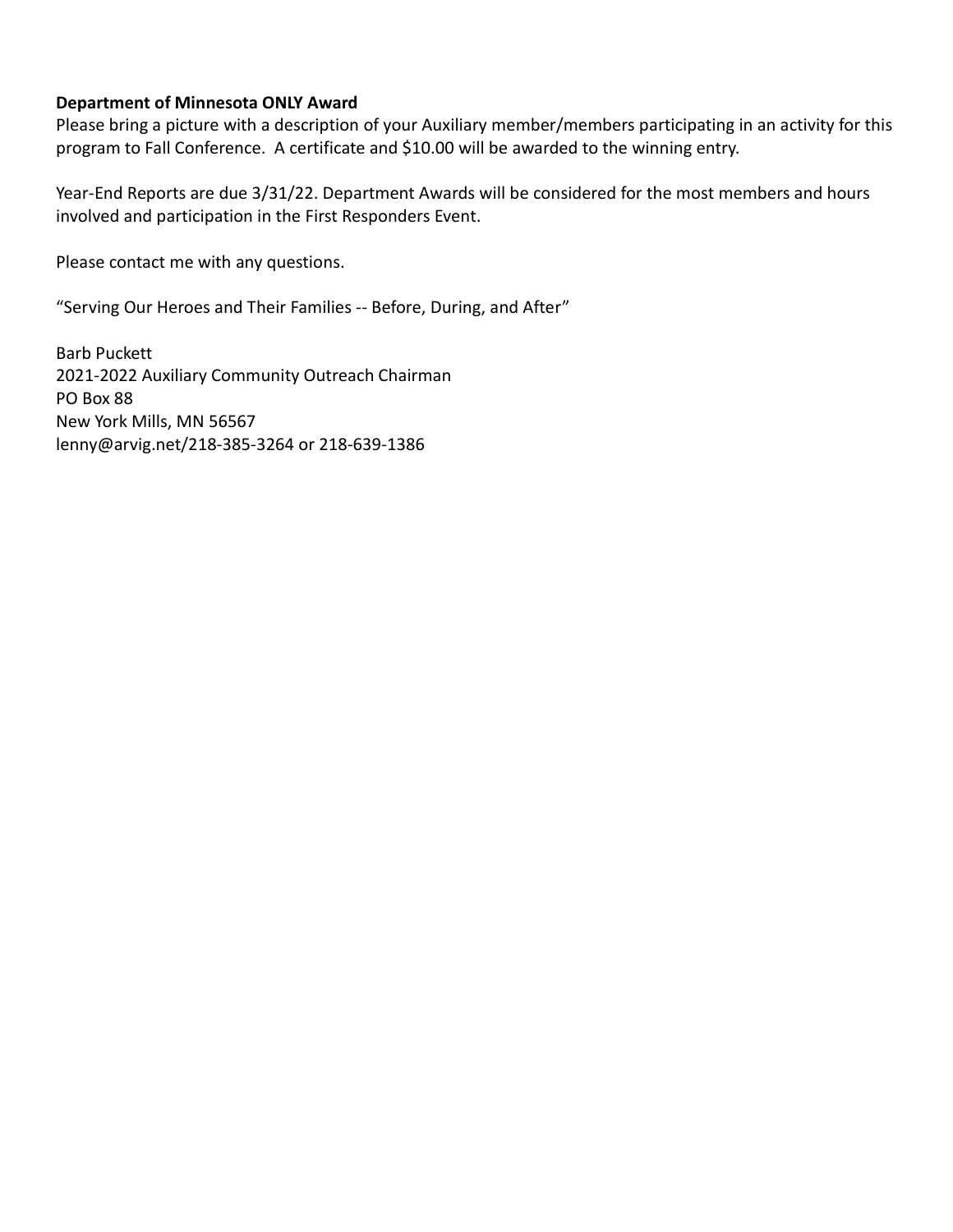**Department of Minnesota ONLY Award**

Please bring a picture with a description of your Auxiliary member/members participating in an activity for this program to Fall Conference. A certificate and $10.00 will be awarded to the winning entry.

Year-End Reports are due 3/31/22. Department Awards will be considered for the most members and hours involved and participation in the First Responders Event.

Please contact me with any questions.

"Serving Our Heroes and Their Families -- Before, During, and After"

Barb Puckett
2021-2022 Auxiliary Community Outreach Chairman
PO Box 88
New York Mills, MN 56567
lenny@arvig.net/218-385-3264 or 218-639-1386